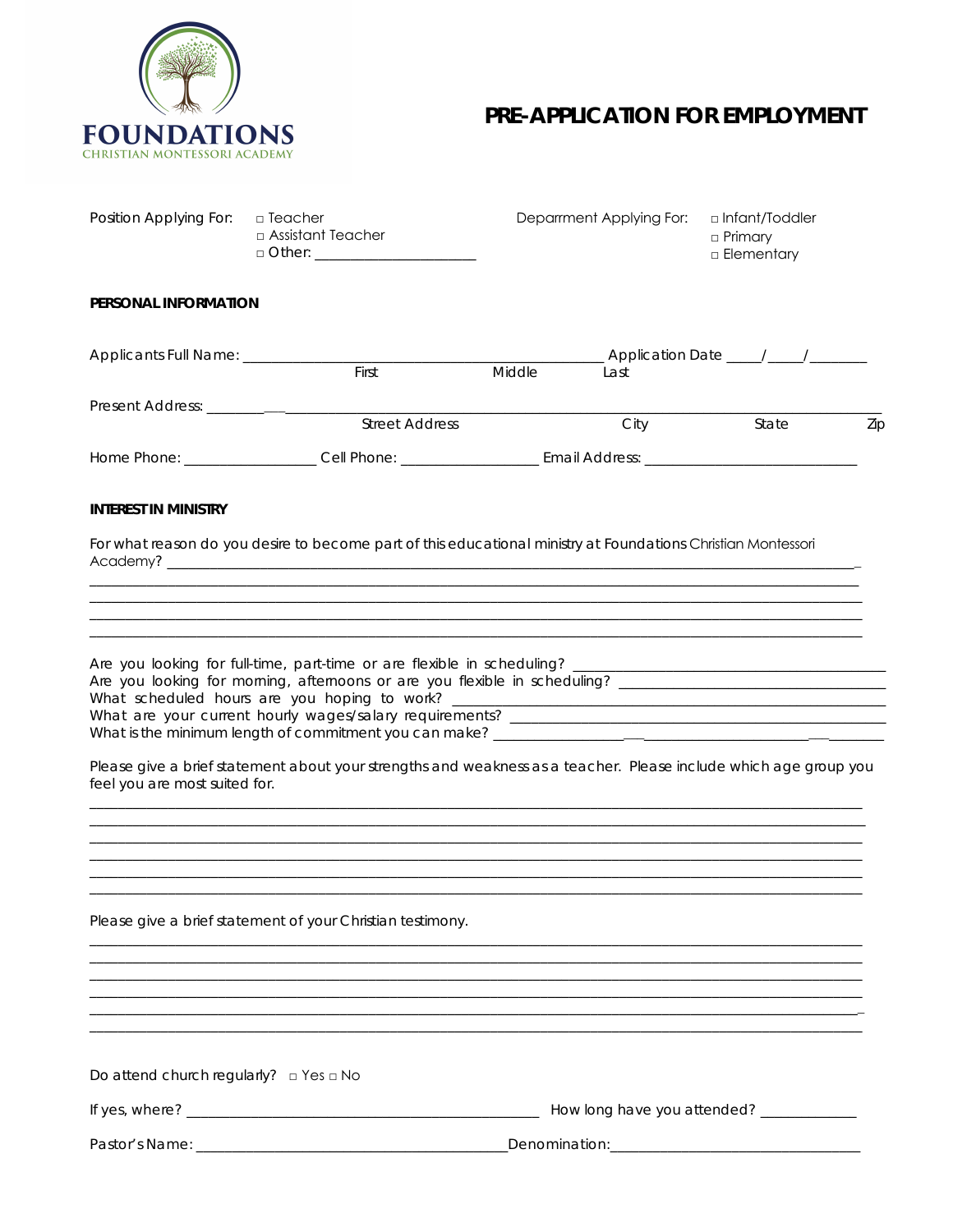FOUNDATIONS
CHRISTIAN MONTESSORI ACADEMY

# PRE-APPLICATION FOR EMPLOYMENT

Position Applying For: □ Teacher □ Assistant Teacher □ Other: ____________________

Deparrment Applying For: □ Infant/Toddler □ Primary □ Elementary

## PERSONAL INFORMATION

Applicants Full Name: ________________________________________ Application Date ____/____/_______
First Middle Last

Present Address: ________________________________________________________________________________
Street Address City State Zip

Home Phone: _______________ Cell Phone: ________________ Email Address: ________________________

## INTEREST IN MINISTRY

For what reason do you desire to become part of this educational ministry at Foundations Christian Montessori Academy? ________________________________________________________________________________
________________________________________________________________________________
________________________________________________________________________________
________________________________________________________________________________
________________________________________________________________________________

Are you looking for full-time, part-time or are flexible in scheduling? _________________________________
Are you looking for morning, afternoons or are you flexible in scheduling? ______________________________
What scheduled hours are you hoping to work? _____________________________________________
What are your current hourly wages/salary requirements? _______________________________________
What is the minimum length of commitment you can make? _____________________________________

Please give a brief statement about your strengths and weakness as a teacher. Please include which age group you feel you are most suited for.
________________________________________________________________________________
________________________________________________________________________________
________________________________________________________________________________
________________________________________________________________________________
________________________________________________________________________________
________________________________________________________________________________

Please give a brief statement of your Christian testimony.
________________________________________________________________________________
________________________________________________________________________________
________________________________________________________________________________
________________________________________________________________________________
________________________________________________________________________________
________________________________________________________________________________

Do attend church regularly? □ Yes □ No

If yes, where? ________________________________________ How long have you attended? ____________

Pastor's Name: ____________________________________ Denomination: ______________________________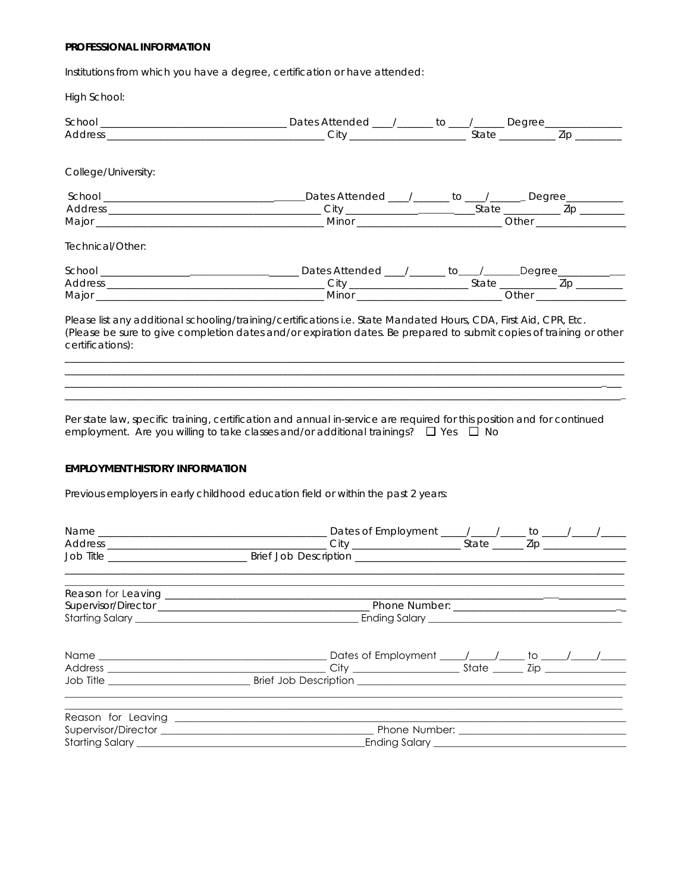**PROFESSIONAL INFORMATION**

Institutions from which you have a degree, certification or have attended:

High School:

School ___________________________________ Dates Attended ____/_______ to ____/______ Degree_______________
Address ________________________________________ City ______________________ State ___________ Zip _________

College/University:

School ______________________________________Dates Attended ____/_______ to ____/______ Degree___________
Address ________________________________________ City ____________________State ___________ Zip _________
Major ___________________________________________ Minor ___________________________ Other _________________

Technical/Other:

School __________________________________________ Dates Attended ____/_______ to____/_______Degree_____________
Address ________________________________________ City ______________________ State ___________ Zip _________
Major ___________________________________________ Minor ___________________________ Other _________________

Please list any additional schooling/training/certifications i.e. State Mandated Hours, CDA, First Aid, CPR, Etc. (Please be sure to give completion dates and/or expiration dates. Be prepared to submit copies of training or other certifications):

_____________________________________________________________________________________________________
_____________________________________________________________________________________________________
_____________________________________________________________________________________________________
_____________________________________________________________________________________________________

Per state law, specific training, certification and annual in-service are required for this position and for continued employment. Are you willing to take classes and/or additional trainings? ☐ Yes ☐ No

**EMPLOYMENT HISTORY INFORMATION**

Previous employers in early childhood education field or within the past 2 years:

Name ___________________________________________ Dates of Employment _____/_____/_____ to _____/_____/_____
Address ________________________________________ City ____________________ State ______ Zip ________________
Job Title ___________________________ Brief Job Description ___________________________________________________
_____________________________________________________________________________________________________
Reason for Leaving _____________________________________________________________________________________
Supervisor/Director ________________________________________ Phone Number: __________________________________
Starting Salary _____________________________________________ Ending Salary _____________________________________

Name ___________________________________________ Dates of Employment _____/_____/_____ to _____/_____/_____
Address ________________________________________ City ____________________ State ______ Zip ________________
Job Title ___________________________ Brief Job Description ___________________________________________________
_____________________________________________________________________________________________________
Reason for Leaving _____________________________________________________________________________________
Supervisor/Director ________________________________________ Phone Number: __________________________________
Starting Salary _____________________________________________Ending Salary _____________________________________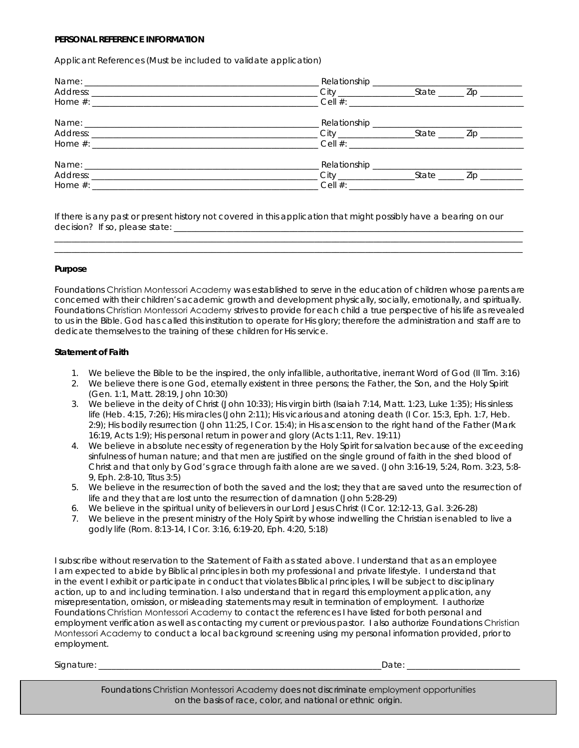**PERSONAL REFERENCE INFORMATION**

Applicant References (Must be included to validate application)

Name: ____________________________________________________ Relationship ______________________________
Address: __________________________________________________ City _______________State ______ Zip _________
Home #: __________________________________________________ Cell #: ______________________________________

Name: ____________________________________________________ Relationship ______________________________
Address: __________________________________________________ City _______________State ______ Zip _________
Home #: __________________________________________________ Cell #: ______________________________________

Name: ____________________________________________________ Relationship ______________________________
Address: __________________________________________________ City _______________State ______ Zip _________
Home #: __________________________________________________ Cell #: ______________________________________

If there is any past or present history not covered in this application that might possibly have a bearing on our decision? If so, please state: ____________________________________________________________________________
______________________________________________________________________________________________________
______________________________________________________________________________________________________

**Purpose**

Foundations Christian Montessori Academy was established to serve in the education of children whose parents are concerned with their children's academic growth and development physically, socially, emotionally, and spiritually. Foundations Christian Montessori Academy strives to provide for each child a true perspective of his life as revealed to us in the Bible. God has called this institution to operate for His glory; therefore the administration and staff are to dedicate themselves to the training of these children for His service.

**Statement of Faith**

1. We believe the Bible to be the inspired, the only infallible, authoritative, inerrant Word of God (II Tim. 3:16)
2. We believe there is one God, eternally existent in three persons; the Father, the Son, and the Holy Spirit (Gen. 1:1, Matt. 28:19, John 10:30)
3. We believe in the deity of Christ (John 10:33); His virgin birth (Isaiah 7:14, Matt. 1:23, Luke 1:35); His sinless life (Heb. 4:15, 7:26); His miracles (John 2:11); His vicarious and atoning death (I Cor. 15:3, Eph. 1:7, Heb. 2:9); His bodily resurrection (John 11:25, I Cor. 15:4); in His ascension to the right hand of the Father (Mark 16:19, Acts 1:9); His personal return in power and glory (Acts 1:11, Rev. 19:11)
4. We believe in absolute necessity of regeneration by the Holy Spirit for salvation because of the exceeding sinfulness of human nature; and that men are justified on the single ground of faith in the shed blood of Christ and that only by God's grace through faith alone are we saved. (John 3:16-19, 5:24, Rom. 3:23, 5:8-9, Eph. 2:8-10, Titus 3:5)
5. We believe in the resurrection of both the saved and the lost; they that are saved unto the resurrection of life and they that are lost unto the resurrection of damnation (John 5:28-29)
6. We believe in the spiritual unity of believers in our Lord Jesus Christ (I Cor. 12:12-13, Gal. 3:26-28)
7. We believe in the present ministry of the Holy Spirit by whose indwelling the Christian is enabled to live a godly life (Rom. 8:13-14, I Cor. 3:16, 6:19-20, Eph. 4:20, 5:18)

I subscribe without reservation to the Statement of Faith as stated above. I understand that as an employee I am expected to abide by Biblical principles in both my professional and private lifestyle. I understand that in the event I exhibit or participate in conduct that violates Biblical principles, I will be subject to disciplinary action, up to and including termination. I also understand that in regard this employment application, any misrepresentation, omission, or misleading statements may result in termination of employment. I authorize Foundations Christian Montessori Academy to contact the references I have listed for both personal and employment verification as well as contacting my current or previous pastor. I also authorize Foundations Christian Montessori Academy to conduct a local background screening using my personal information provided, prior to employment.

Signature: ________________________________________________________________Date: _________________________

Foundations Christian Montessori Academy does not discriminate employment opportunities on the basis of race, color, and national or ethnic origin.